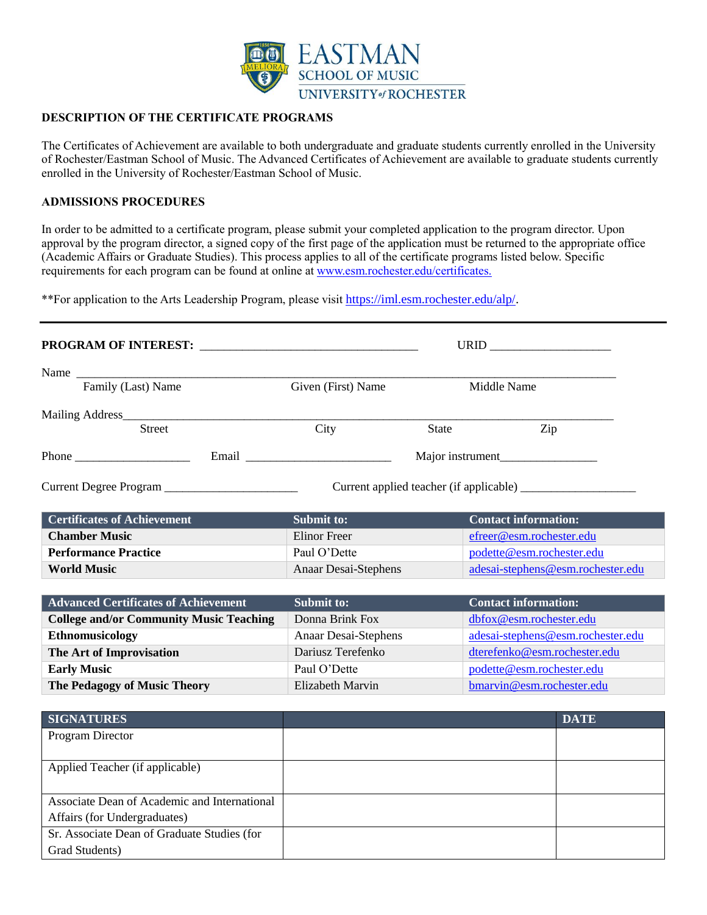EASTMAN
SCHOOL OF MUSIC
UNIVERSITY of ROCHESTER

## DESCRIPTION OF THE CERTIFICATE PROGRAMS

The Certificates of Achievement are available to both undergraduate and graduate students currently enrolled in the University of Rochester/Eastman School of Music. The Advanced Certificates of Achievement are available to graduate students currently enrolled in the University of Rochester/Eastman School of Music.

## ADMISSIONS PROCEDURES

In order to be admitted to a certificate program, please submit your completed application to the program director. Upon approval by the program director, a signed copy of the first page of the application must be returned to the appropriate office (Academic Affairs or Graduate Studies). This process applies to all of the certificate programs listed below. Specific requirements for each program can be found at online at www.esm.rochester.edu/certificates.

**For application to the Arts Leadership Program, please visit https://iml.esm.rochester.edu/alp/.

---

**PROGRAM OF INTEREST:** ___________________________________ URID ____________________

Name ________________________________________________________________________________
Family (Last) Name Given (First) Name Middle Name

Mailing Address_________________________________________________________________________
Street City State Zip

Phone ___________________ Email ________________________ Major instrument________________

Current Degree Program ______________________ Current applied teacher (if applicable) ___________________

| Certificates of Achievement | Submit to: | Contact information: |
|---|---|---|
| **Chamber Music** | Elinor Freer | efreer@esm.rochester.edu |
| **Performance Practice** | Paul O'Dette | podette@esm.rochester.edu |
| **World Music** | Anaar Desai-Stephens | adesai-stephens@esm.rochester.edu |

| Advanced Certificates of Achievement | Submit to: | Contact information: |
|---|---|---|
| **College and/or Community Music Teaching** | Donna Brink Fox | dbfox@esm.rochester.edu |
| **Ethnomusicology** | Anaar Desai-Stephens | adesai-stephens@esm.rochester.edu |
| **The Art of Improvisation** | Dariusz Terefenko | dterefenko@esm.rochester.edu |
| **Early Music** | Paul O'Dette | podette@esm.rochester.edu |
| **The Pedagogy of Music Theory** | Elizabeth Marvin | bmarvin@esm.rochester.edu |

| SIGNATURES | | DATE |
|---|---|---|
| Program Director | | |
| Applied Teacher (if applicable) | | |
| Associate Dean of Academic and International Affairs (for Undergraduates) | | |
| Sr. Associate Dean of Graduate Studies (for Grad Students) | | |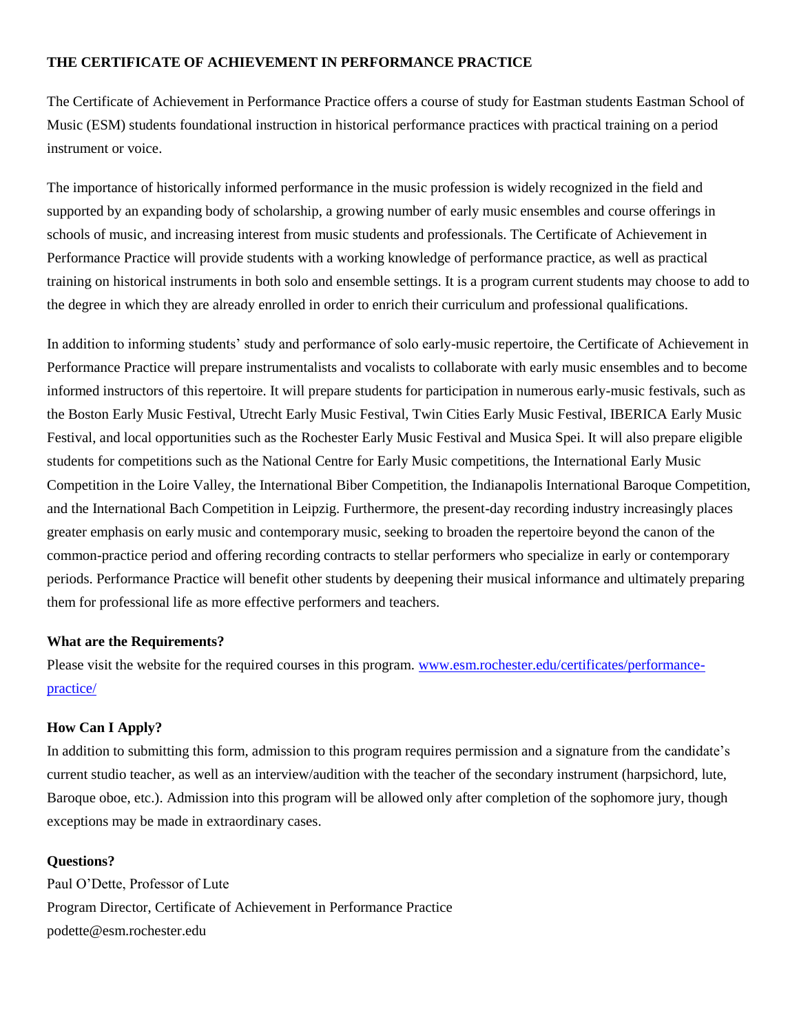**THE CERTIFICATE OF ACHIEVEMENT IN PERFORMANCE PRACTICE**

The Certificate of Achievement in Performance Practice offers a course of study for Eastman students Eastman School of Music (ESM) students foundational instruction in historical performance practices with practical training on a period instrument or voice.

The importance of historically informed performance in the music profession is widely recognized in the field and supported by an expanding body of scholarship, a growing number of early music ensembles and course offerings in schools of music, and increasing interest from music students and professionals. The Certificate of Achievement in Performance Practice will provide students with a working knowledge of performance practice, as well as practical training on historical instruments in both solo and ensemble settings. It is a program current students may choose to add to the degree in which they are already enrolled in order to enrich their curriculum and professional qualifications.

In addition to informing students' study and performance of solo early-music repertoire, the Certificate of Achievement in Performance Practice will prepare instrumentalists and vocalists to collaborate with early music ensembles and to become informed instructors of this repertoire. It will prepare students for participation in numerous early-music festivals, such as the Boston Early Music Festival, Utrecht Early Music Festival, Twin Cities Early Music Festival, IBERICA Early Music Festival, and local opportunities such as the Rochester Early Music Festival and Musica Spei. It will also prepare eligible students for competitions such as the National Centre for Early Music competitions, the International Early Music Competition in the Loire Valley, the International Biber Competition, the Indianapolis International Baroque Competition, and the International Bach Competition in Leipzig. Furthermore, the present-day recording industry increasingly places greater emphasis on early music and contemporary music, seeking to broaden the repertoire beyond the canon of the common-practice period and offering recording contracts to stellar performers who specialize in early or contemporary periods. Performance Practice will benefit other students by deepening their musical informance and ultimately preparing them for professional life as more effective performers and teachers.

**What are the Requirements?**

Please visit the website for the required courses in this program. [www.esm.rochester.edu/certificates/performance-practice/](www.esm.rochester.edu/certificates/performance-practice/)

**How Can I Apply?**

In addition to submitting this form, admission to this program requires permission and a signature from the candidate's current studio teacher, as well as an interview/audition with the teacher of the secondary instrument (harpsichord, lute, Baroque oboe, etc.). Admission into this program will be allowed only after completion of the sophomore jury, though exceptions may be made in extraordinary cases.

**Questions?**

Paul O'Dette, Professor of Lute  
Program Director, Certificate of Achievement in Performance Practice  
podette@esm.rochester.edu